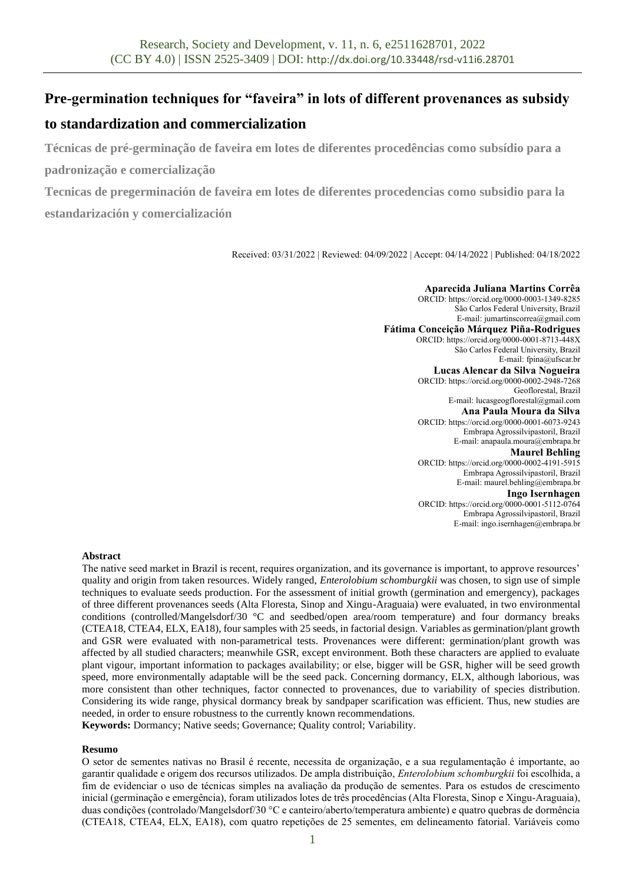# Pre-germination techniques for "faveira" in lots of different provenances as subsidy to standardization and commercialization

**Técnicas de pré-germinação de faveira em lotes de diferentes procedências como subsídio para a padronização e comercialização**

**Tecnicas de pregerminación de faveira em lotes de diferentes procedencias como subsidio para la estandarización y comercialización**

Received: 03/31/2022 | Reviewed: 04/09/2022 | Accept: 04/14/2022 | Published: 04/18/2022

**Aparecida Juliana Martins Corrêa**
ORCID: https://orcid.org/0000-0003-1349-8285
São Carlos Federal University, Brazil
E-mail: jumartinscorrea@gmail.com

**Fátima Conceição Márquez Piña-Rodrigues**
ORCID: https://orcid.org/0000-0001-8713-448X
São Carlos Federal University, Brazil
E-mail: fpina@ufscar.br

**Lucas Alencar da Silva Nogueira**
ORCID: https://orcid.org/0000-0002-2948-7268
Geoflorestal, Brazil
E-mail: lucasgeogflorestal@gmail.com

**Ana Paula Moura da Silva**
ORCID: https://orcid.org/0000-0001-6073-9243
Embrapa Agrossilvipastoril, Brazil
E-mail: anapaula.moura@embrapa.br

**Maurel Behling**
ORCID: https://orcid.org/0000-0002-4191-5915
Embrapa Agrossilvipastoril, Brazil
E-mail: maurel.behling@embrapa.br

**Ingo Isernhagen**
ORCID: https://orcid.org/0000-0001-5112-0764
Embrapa Agrossilvipastoril, Brazil
E-mail: ingo.isernhagen@embrapa.br

**Abstract**

The native seed market in Brazil is recent, requires organization, and its governance is important, to approve resources' quality and origin from taken resources. Widely ranged, *Enterolobium schomburgkii* was chosen, to sign use of simple techniques to evaluate seeds production. For the assessment of initial growth (germination and emergency), packages of three different provenances seeds (Alta Floresta, Sinop and Xingu-Araguaia) were evaluated, in two environmental conditions (controlled/Mangelsdorf/30 °C and seedbed/open area/room temperature) and four dormancy breaks (CTEA18, CTEA4, ELX, EA18), four samples with 25 seeds, in factorial design. Variables as germination/plant growth and GSR were evaluated with non-parametrical tests. Provenances were different: germination/plant growth was affected by all studied characters; meanwhile GSR, except environment. Both these characters are applied to evaluate plant vigour, important information to packages availability; or else, bigger will be GSR, higher will be seed growth speed, more environmentally adaptable will be the seed pack. Concerning dormancy, ELX, although laborious, was more consistent than other techniques, factor connected to provenances, due to variability of species distribution. Considering its wide range, physical dormancy break by sandpaper scarification was efficient. Thus, new studies are needed, in order to ensure robustness to the currently known recommendations.

**Keywords:** Dormancy; Native seeds; Governance; Quality control; Variability.

**Resumo**

O setor de sementes nativas no Brasil é recente, necessita de organização, e a sua regulamentação é importante, ao garantir qualidade e origem dos recursos utilizados. De ampla distribuição, *Enterolobium schomburgkii* foi escolhida, a fim de evidenciar o uso de técnicas simples na avaliação da produção de sementes. Para os estudos de crescimento inicial (germinação e emergência), foram utilizados lotes de três procedências (Alta Floresta, Sinop e Xingu-Araguaia), duas condições (controlado/Mangelsdorf/30 °C e canteiro/aberto/temperatura ambiente) e quatro quebras de dormência (CTEA18, CTEA4, ELX, EA18), com quatro repetições de 25 sementes, em delineamento fatorial. Variáveis como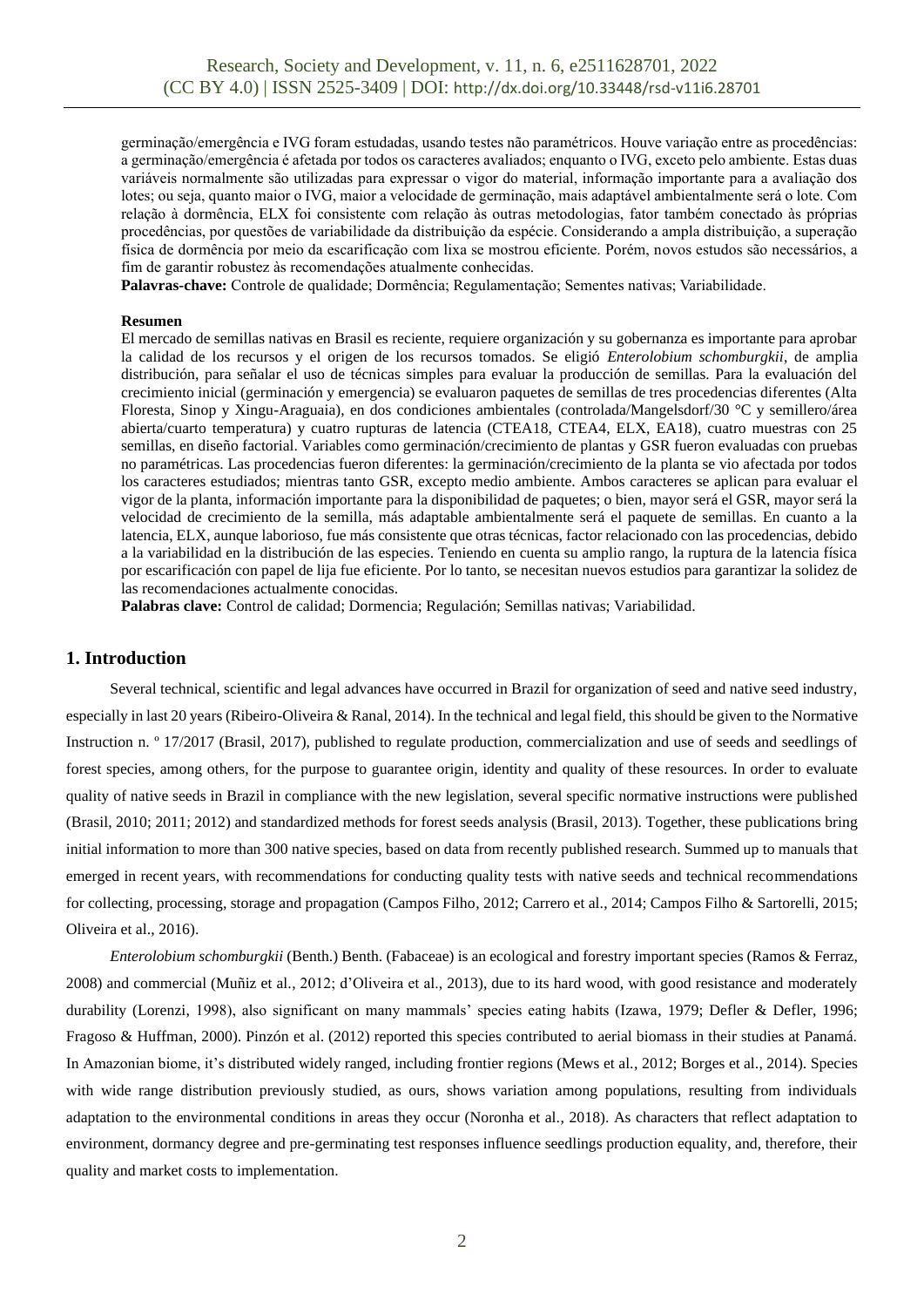germinação/emergência e IVG foram estudadas, usando testes não paramétricos. Houve variação entre as procedências: a germinação/emergência é afetada por todos os caracteres avaliados; enquanto o IVG, exceto pelo ambiente. Estas duas variáveis normalmente são utilizadas para expressar o vigor do material, informação importante para a avaliação dos lotes; ou seja, quanto maior o IVG, maior a velocidade de germinação, mais adaptável ambientalmente será o lote. Com relação à dormência, ELX foi consistente com relação às outras metodologias, fator também conectado às próprias procedências, por questões de variabilidade da distribuição da espécie. Considerando a ampla distribuição, a superação física de dormência por meio da escarificação com lixa se mostrou eficiente. Porém, novos estudos são necessários, a fim de garantir robustez às recomendações atualmente conhecidas.

**Palavras-chave:** Controle de qualidade; Dormência; Regulamentação; Sementes nativas; Variabilidade.

**Resumen**

El mercado de semillas nativas en Brasil es reciente, requiere organización y su gobernanza es importante para aprobar la calidad de los recursos y el origen de los recursos tomados. Se eligió *Enterolobium schomburgkii*, de amplia distribución, para señalar el uso de técnicas simples para evaluar la producción de semillas. Para la evaluación del crecimiento inicial (germinación y emergencia) se evaluaron paquetes de semillas de tres procedencias diferentes (Alta Floresta, Sinop y Xingu-Araguaia), en dos condiciones ambientales (controlada/Mangelsdorf/30 °C y semillero/área abierta/cuarto temperatura) y cuatro rupturas de latencia (CTEA18, CTEA4, ELX, EA18), cuatro muestras con 25 semillas, en diseño factorial. Variables como germinación/crecimiento de plantas y GSR fueron evaluadas con pruebas no paramétricas. Las procedencias fueron diferentes: la germinación/crecimiento de la planta se vio afectada por todos los caracteres estudiados; mientras tanto GSR, excepto medio ambiente. Ambos caracteres se aplican para evaluar el vigor de la planta, información importante para la disponibilidad de paquetes; o bien, mayor será el GSR, mayor será la velocidad de crecimiento de la semilla, más adaptable ambientalmente será el paquete de semillas. En cuanto a la latencia, ELX, aunque laborioso, fue más consistente que otras técnicas, factor relacionado con las procedencias, debido a la variabilidad en la distribución de las especies. Teniendo en cuenta su amplio rango, la ruptura de la latencia física por escarificación con papel de lija fue eficiente. Por lo tanto, se necesitan nuevos estudios para garantizar la solidez de las recomendaciones actualmente conocidas.

**Palabras clave:** Control de calidad; Dormencia; Regulación; Semillas nativas; Variabilidad.

## 1. Introduction

Several technical, scientific and legal advances have occurred in Brazil for organization of seed and native seed industry, especially in last 20 years (Ribeiro-Oliveira & Ranal, 2014). In the technical and legal field, this should be given to the Normative Instruction n. º 17/2017 (Brasil, 2017), published to regulate production, commercialization and use of seeds and seedlings of forest species, among others, for the purpose to guarantee origin, identity and quality of these resources. In order to evaluate quality of native seeds in Brazil in compliance with the new legislation, several specific normative instructions were published (Brasil, 2010; 2011; 2012) and standardized methods for forest seeds analysis (Brasil, 2013). Together, these publications bring initial information to more than 300 native species, based on data from recently published research. Summed up to manuals that emerged in recent years, with recommendations for conducting quality tests with native seeds and technical recommendations for collecting, processing, storage and propagation (Campos Filho, 2012; Carrero et al., 2014; Campos Filho & Sartorelli, 2015; Oliveira et al., 2016).

*Enterolobium schomburgkii* (Benth.) Benth. (Fabaceae) is an ecological and forestry important species (Ramos & Ferraz, 2008) and commercial (Muñiz et al., 2012; d'Oliveira et al., 2013), due to its hard wood, with good resistance and moderately durability (Lorenzi, 1998), also significant on many mammals' species eating habits (Izawa, 1979; Defler & Defler, 1996; Fragoso & Huffman, 2000). Pinzón et al. (2012) reported this species contributed to aerial biomass in their studies at Panamá. In Amazonian biome, it's distributed widely ranged, including frontier regions (Mews et al., 2012; Borges et al., 2014). Species with wide range distribution previously studied, as ours, shows variation among populations, resulting from individuals adaptation to the environmental conditions in areas they occur (Noronha et al., 2018). As characters that reflect adaptation to environment, dormancy degree and pre-germinating test responses influence seedlings production equality, and, therefore, their quality and market costs to implementation.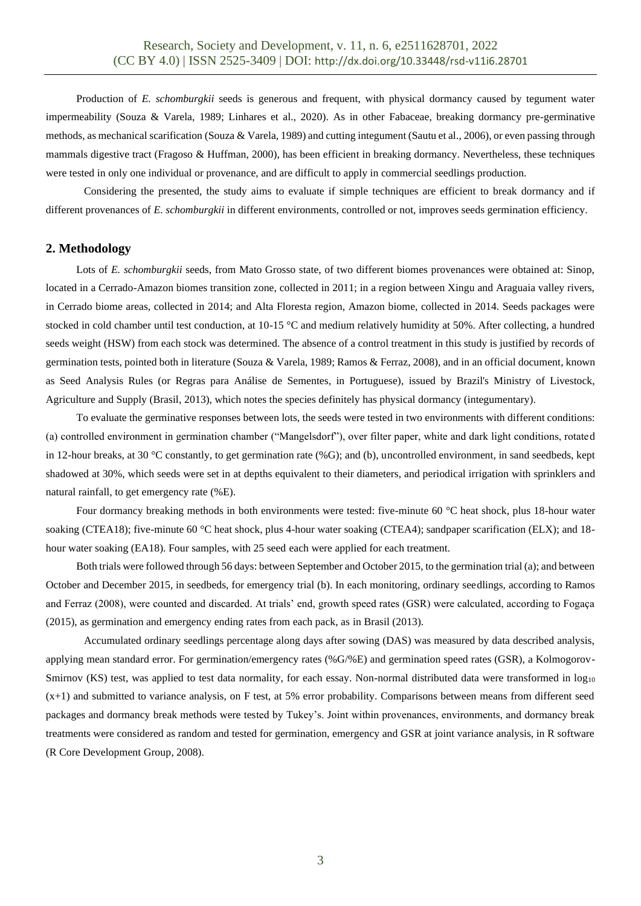Production of *E. schomburgkii* seeds is generous and frequent, with physical dormancy caused by tegument water impermeability (Souza & Varela, 1989; Linhares et al., 2020). As in other Fabaceae, breaking dormancy pre-germinative methods, as mechanical scarification (Souza & Varela, 1989) and cutting integument (Sautu et al., 2006), or even passing through mammals digestive tract (Fragoso & Huffman, 2000), has been efficient in breaking dormancy. Nevertheless, these techniques were tested in only one individual or provenance, and are difficult to apply in commercial seedlings production.

Considering the presented, the study aims to evaluate if simple techniques are efficient to break dormancy and if different provenances of *E. schomburgkii* in different environments, controlled or not, improves seeds germination efficiency.

## 2. Methodology

Lots of *E. schomburgkii* seeds, from Mato Grosso state, of two different biomes provenances were obtained at: Sinop, located in a Cerrado-Amazon biomes transition zone, collected in 2011; in a region between Xingu and Araguaia valley rivers, in Cerrado biome areas, collected in 2014; and Alta Floresta region, Amazon biome, collected in 2014. Seeds packages were stocked in cold chamber until test conduction, at 10-15 °C and medium relatively humidity at 50%. After collecting, a hundred seeds weight (HSW) from each stock was determined. The absence of a control treatment in this study is justified by records of germination tests, pointed both in literature (Souza & Varela, 1989; Ramos & Ferraz, 2008), and in an official document, known as Seed Analysis Rules (or Regras para Análise de Sementes, in Portuguese), issued by Brazil's Ministry of Livestock, Agriculture and Supply (Brasil, 2013), which notes the species definitely has physical dormancy (integumentary).

To evaluate the germinative responses between lots, the seeds were tested in two environments with different conditions: (a) controlled environment in germination chamber ("Mangelsdorf"), over filter paper, white and dark light conditions, rotated in 12-hour breaks, at 30 °C constantly, to get germination rate (%G); and (b), uncontrolled environment, in sand seedbeds, kept shadowed at 30%, which seeds were set in at depths equivalent to their diameters, and periodical irrigation with sprinklers and natural rainfall, to get emergency rate (%E).

Four dormancy breaking methods in both environments were tested: five-minute 60 °C heat shock, plus 18-hour water soaking (CTEA18); five-minute 60 °C heat shock, plus 4-hour water soaking (CTEA4); sandpaper scarification (ELX); and 18-hour water soaking (EA18). Four samples, with 25 seed each were applied for each treatment.

Both trials were followed through 56 days: between September and October 2015, to the germination trial (a); and between October and December 2015, in seedbeds, for emergency trial (b). In each monitoring, ordinary seedlings, according to Ramos and Ferraz (2008), were counted and discarded. At trials' end, growth speed rates (GSR) were calculated, according to Fogaça (2015), as germination and emergency ending rates from each pack, as in Brasil (2013).

Accumulated ordinary seedlings percentage along days after sowing (DAS) was measured by data described analysis, applying mean standard error. For germination/emergency rates (%G/%E) and germination speed rates (GSR), a Kolmogorov-Smirnov (KS) test, was applied to test data normality, for each essay. Non-normal distributed data were transformed in $\log_{10}(x+1)$ and submitted to variance analysis, on F test, at 5% error probability. Comparisons between means from different seed packages and dormancy break methods were tested by Tukey's. Joint within provenances, environments, and dormancy break treatments were considered as random and tested for germination, emergency and GSR at joint variance analysis, in R software (R Core Development Group, 2008).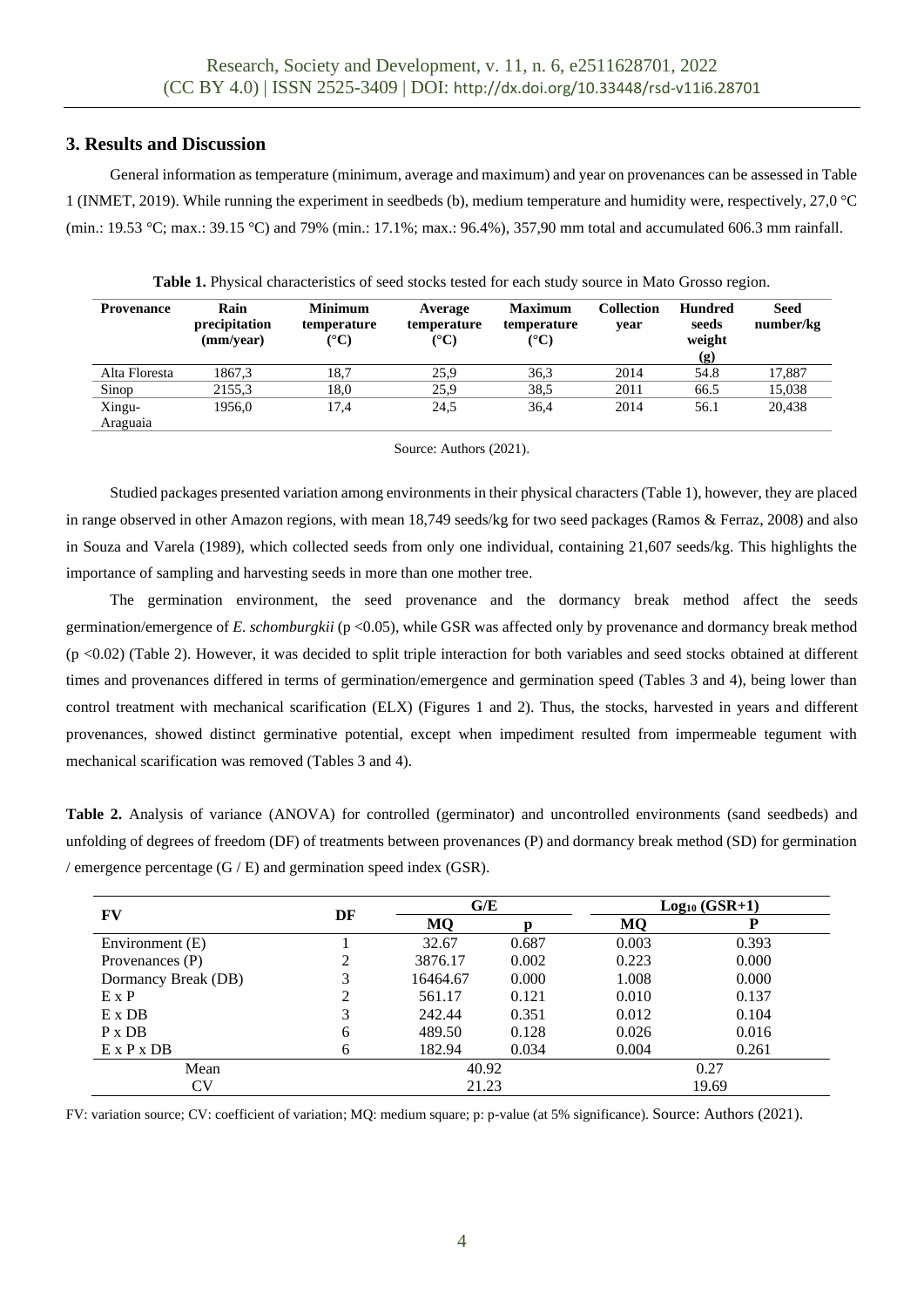## 3. Results and Discussion

General information as temperature (minimum, average and maximum) and year on provenances can be assessed in Table 1 (INMET, 2019). While running the experiment in seedbeds (b), medium temperature and humidity were, respectively, 27,0 °C (min.: 19.53 °C; max.: 39.15 °C) and 79% (min.: 17.1%; max.: 96.4%), 357,90 mm total and accumulated 606.3 mm rainfall.

**Table 1.** Physical characteristics of seed stocks tested for each study source in Mato Grosso region.

| Provenance | Rain precipitation (mm/year) | Minimum temperature (°C) | Average temperature (°C) | Maximum temperature (°C) | Collection year | Hundred seeds weight (g) | Seed number/kg |
|---|---|---|---|---|---|---|---|
| Alta Floresta | 1867,3 | 18,7 | 25,9 | 36,3 | 2014 | 54.8 | 17,887 |
| Sinop | 2155,3 | 18,0 | 25,9 | 38,5 | 2011 | 66.5 | 15,038 |
| Xingu-Araguaia | 1956,0 | 17,4 | 24,5 | 36,4 | 2014 | 56.1 | 20,438 |

Source: Authors (2021).

Studied packages presented variation among environments in their physical characters (Table 1), however, they are placed in range observed in other Amazon regions, with mean 18,749 seeds/kg for two seed packages (Ramos & Ferraz, 2008) and also in Souza and Varela (1989), which collected seeds from only one individual, containing 21,607 seeds/kg. This highlights the importance of sampling and harvesting seeds in more than one mother tree.

The germination environment, the seed provenance and the dormancy break method affect the seeds germination/emergence of *E. schomburgkii* ($p < 0.05$), while GSR was affected only by provenance and dormancy break method ($p < 0.02$) (Table 2). However, it was decided to split triple interaction for both variables and seed stocks obtained at different times and provenances differed in terms of germination/emergence and germination speed (Tables 3 and 4), being lower than control treatment with mechanical scarification (ELX) (Figures 1 and 2). Thus, the stocks, harvested in years and different provenances, showed distinct germinative potential, except when impediment resulted from impermeable tegument with mechanical scarification was removed (Tables 3 and 4).

**Table 2.** Analysis of variance (ANOVA) for controlled (germinator) and uncontrolled environments (sand seedbeds) and unfolding of degrees of freedom (DF) of treatments between provenances (P) and dormancy break method (SD) for germination / emergence percentage (G / E) and germination speed index (GSR).

| FV | DF | G/E | | $Log_{10}$ (GSR+1) | |
|---|---|---|---|---|---|
| | | MQ | p | MQ | P |
| Environment (E) | 1 | 32.67 | 0.687 | 0.003 | 0.393 |
| Provenances (P) | 2 | 3876.17 | 0.002 | 0.223 | 0.000 |
| Dormancy Break (DB) | 3 | 16464.67 | 0.000 | 1.008 | 0.000 |
| E x P | 2 | 561.17 | 0.121 | 0.010 | 0.137 |
| E x DB | 3 | 242.44 | 0.351 | 0.012 | 0.104 |
| P x DB | 6 | 489.50 | 0.128 | 0.026 | 0.016 |
| E x P x DB | 6 | 182.94 | 0.034 | 0.004 | 0.261 |
| Mean | | 40.92 | | 0.27 | |
| CV | | 21.23 | | 19.69 | |

FV: variation source; CV: coefficient of variation; MQ: medium square; p: p-value (at 5% significance). Source: Authors (2021).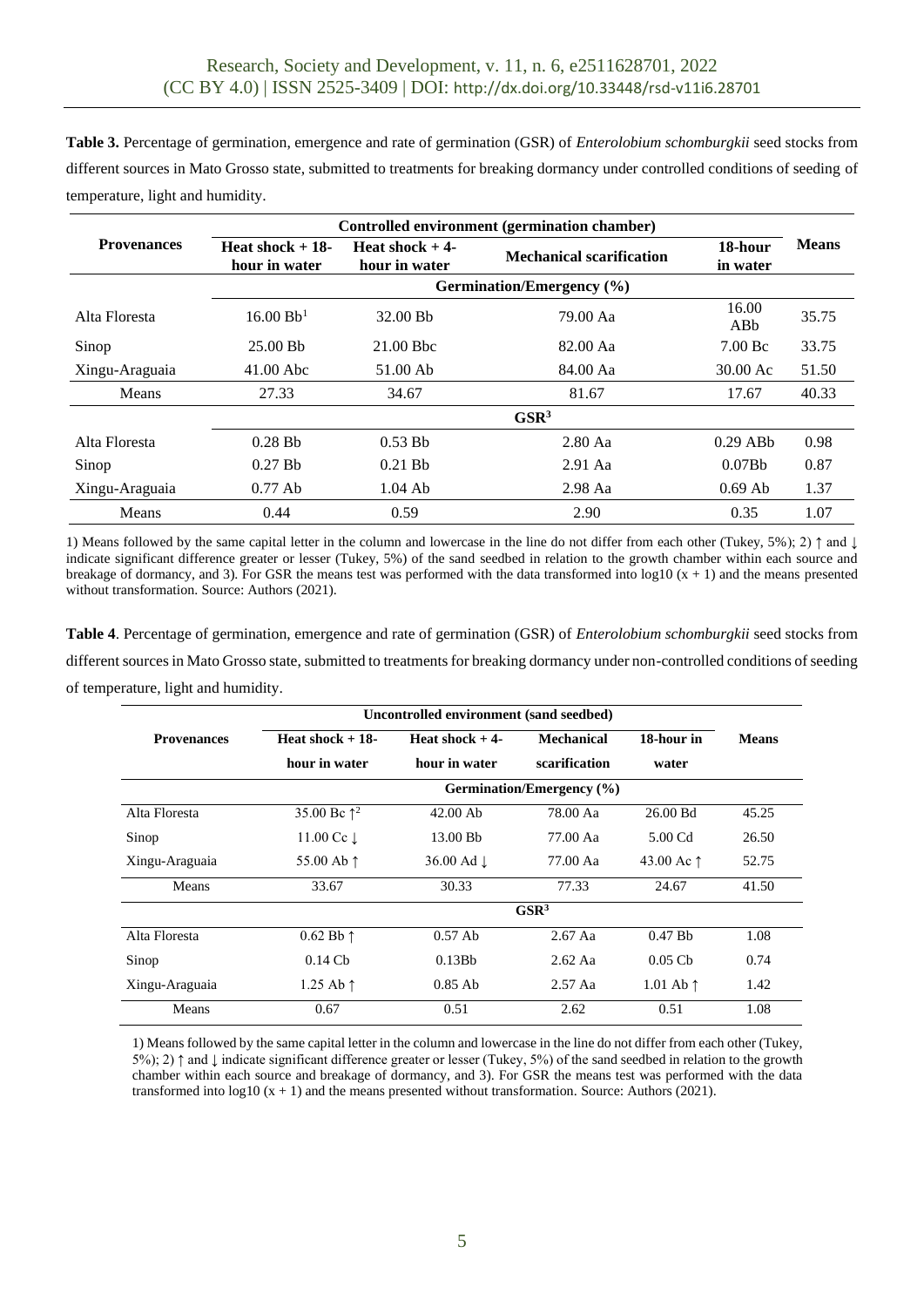**Table 3.** Percentage of germination, emergence and rate of germination (GSR) of *Enterolobium schomburgkii* seed stocks from different sources in Mato Grosso state, submitted to treatments for breaking dormancy under controlled conditions of seeding of temperature, light and humidity.

| Provenances | Controlled environment (germination chamber) | | | | Means |
|---|---|---|---|---|---|
| | Heat shock + 18-hour in water | Heat shock + 4-hour in water | Mechanical scarification | 18-hour in water | |
| | Germination/Emergency (%) | | | | |
| Alta Floresta | 16.00 Bb[1] | 32.00 Bb | 79.00 Aa | 16.00 ABb | 35.75 |
| Sinop | 25.00 Bb | 21.00 Bbc | 82.00 Aa | 7.00 Bc | 33.75 |
| Xingu-Araguaia | 41.00 Abc | 51.00 Ab | 84.00 Aa | 30.00 Ac | 51.50 |
| Means | 27.33 | 34.67 | 81.67 | 17.67 | 40.33 |
| | GSR[3] | | | | |
| Alta Floresta | 0.28 Bb | 0.53 Bb | 2.80 Aa | 0.29 ABb | 0.98 |
| Sinop | 0.27 Bb | 0.21 Bb | 2.91 Aa | 0.07Bb | 0.87 |
| Xingu-Araguaia | 0.77 Ab | 1.04 Ab | 2.98 Aa | 0.69 Ab | 1.37 |
| Means | 0.44 | 0.59 | 2.90 | 0.35 | 1.07 |

1) Means followed by the same capital letter in the column and lowercase in the line do not differ from each other (Tukey, 5%); 2) ↑ and ↓ indicate significant difference greater or lesser (Tukey, 5%) of the sand seedbed in relation to the growth chamber within each source and breakage of dormancy, and 3). For GSR the means test was performed with the data transformed into log10 (x + 1) and the means presented without transformation. Source: Authors (2021).

**Table 4**. Percentage of germination, emergence and rate of germination (GSR) of *Enterolobium schomburgkii* seed stocks from different sources in Mato Grosso state, submitted to treatments for breaking dormancy under non-controlled conditions of seeding of temperature, light and humidity.

| Provenances | Uncontrolled environment (sand seedbed) | | | | Means |
|---|---|---|---|---|---|
| | Heat shock + 18-hour in water | Heat shock + 4-hour in water | Mechanical scarification | 18-hour in water | |
| | Germination/Emergency (%) | | | | |
| Alta Floresta | 35.00 Bc ↑[2] | 42.00 Ab | 78.00 Aa | 26.00 Bd | 45.25 |
| Sinop | 11.00 Cc ↓ | 13.00 Bb | 77.00 Aa | 5.00 Cd | 26.50 |
| Xingu-Araguaia | 55.00 Ab ↑ | 36.00 Ad ↓ | 77.00 Aa | 43.00 Ac ↑ | 52.75 |
| Means | 33.67 | 30.33 | 77.33 | 24.67 | 41.50 |
| | GSR[3] | | | | |
| Alta Floresta | 0.62 Bb ↑ | 0.57 Ab | 2.67 Aa | 0.47 Bb | 1.08 |
| Sinop | 0.14 Cb | 0.13Bb | 2.62 Aa | 0.05 Cb | 0.74 |
| Xingu-Araguaia | 1.25 Ab ↑ | 0.85 Ab | 2.57 Aa | 1.01 Ab ↑ | 1.42 |
| Means | 0.67 | 0.51 | 2.62 | 0.51 | 1.08 |

1) Means followed by the same capital letter in the column and lowercase in the line do not differ from each other (Tukey, 5%); 2) ↑ and ↓ indicate significant difference greater or lesser (Tukey, 5%) of the sand seedbed in relation to the growth chamber within each source and breakage of dormancy, and 3). For GSR the means test was performed with the data transformed into log10 (x + 1) and the means presented without transformation. Source: Authors (2021).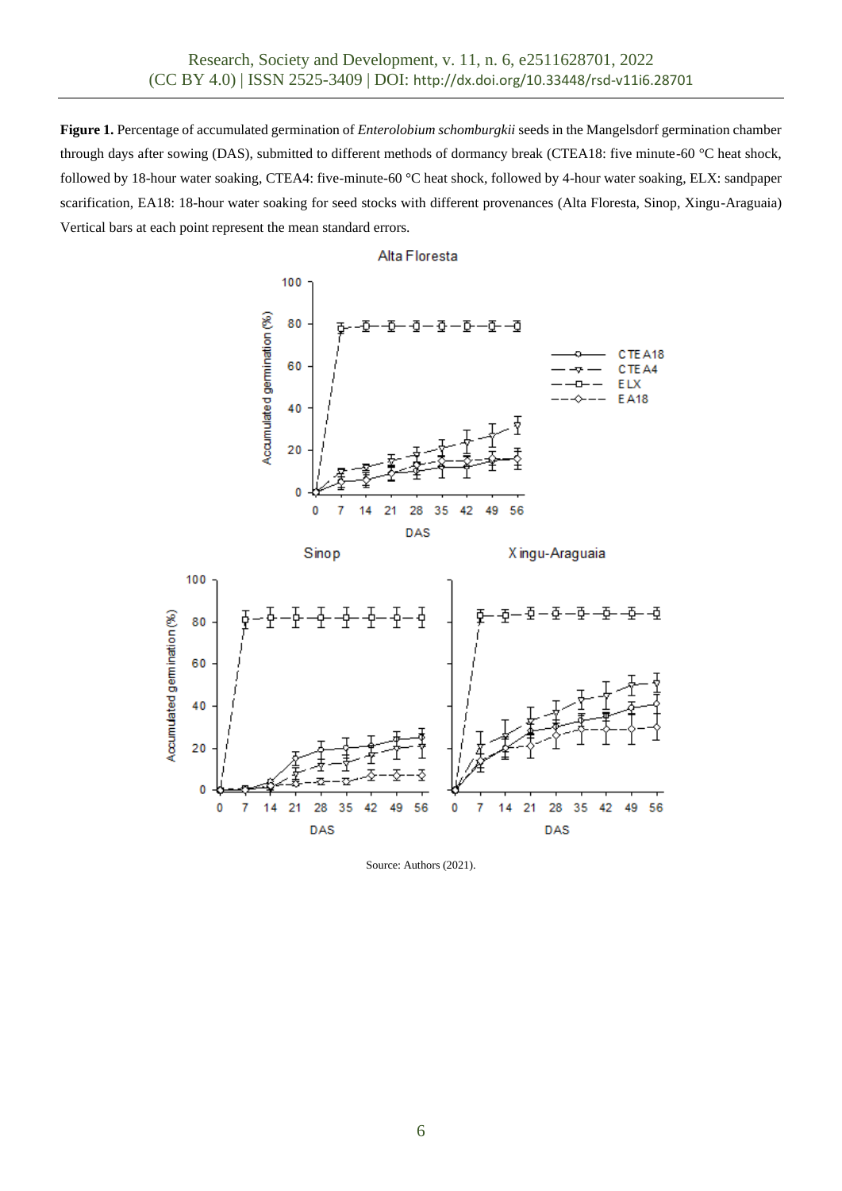**Figure 1.** Percentage of accumulated germination of *Enterolobium schomburgkii* seeds in the Mangelsdorf germination chamber through days after sowing (DAS), submitted to different methods of dormancy break (CTEA18: five minute-60 °C heat shock, followed by 18-hour water soaking, CTEA4: five-minute-60 °C heat shock, followed by 4-hour water soaking, ELX: sandpaper scarification, EA18: 18-hour water soaking for seed stocks with different provenances (Alta Floresta, Sinop, Xingu-Araguaia) Vertical bars at each point represent the mean standard errors.

Source: Authors (2021).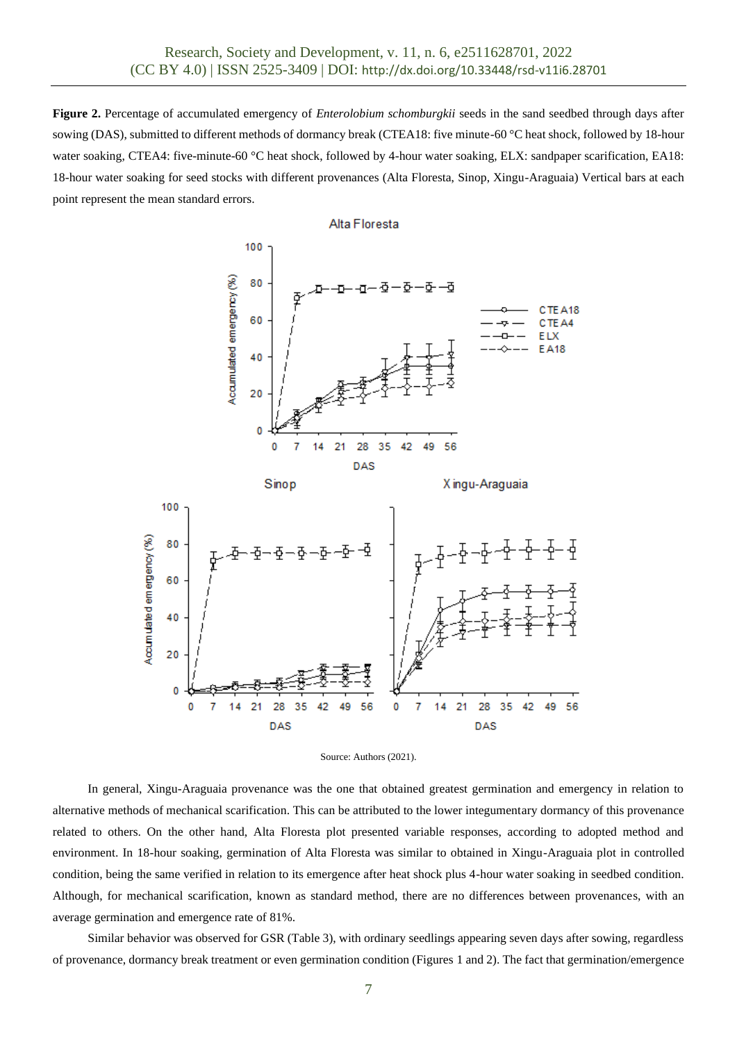**Figure 2.** Percentage of accumulated emergency of *Enterolobium schomburgkii* seeds in the sand seedbed through days after sowing (DAS), submitted to different methods of dormancy break (CTEA18: five minute-60 °C heat shock, followed by 18-hour water soaking, CTEA4: five-minute-60 °C heat shock, followed by 4-hour water soaking, ELX: sandpaper scarification, EA18: 18-hour water soaking for seed stocks with different provenances (Alta Floresta, Sinop, Xingu-Araguaia) Vertical bars at each point represent the mean standard errors.

Source: Authors (2021).

In general, Xingu-Araguaia provenance was the one that obtained greatest germination and emergency in relation to alternative methods of mechanical scarification. This can be attributed to the lower integumentary dormancy of this provenance related to others. On the other hand, Alta Floresta plot presented variable responses, according to adopted method and environment. In 18-hour soaking, germination of Alta Floresta was similar to obtained in Xingu-Araguaia plot in controlled condition, being the same verified in relation to its emergence after heat shock plus 4-hour water soaking in seedbed condition. Although, for mechanical scarification, known as standard method, there are no differences between provenances, with an average germination and emergence rate of 81%.

Similar behavior was observed for GSR (Table 3), with ordinary seedlings appearing seven days after sowing, regardless of provenance, dormancy break treatment or even germination condition (Figures 1 and 2). The fact that germination/emergence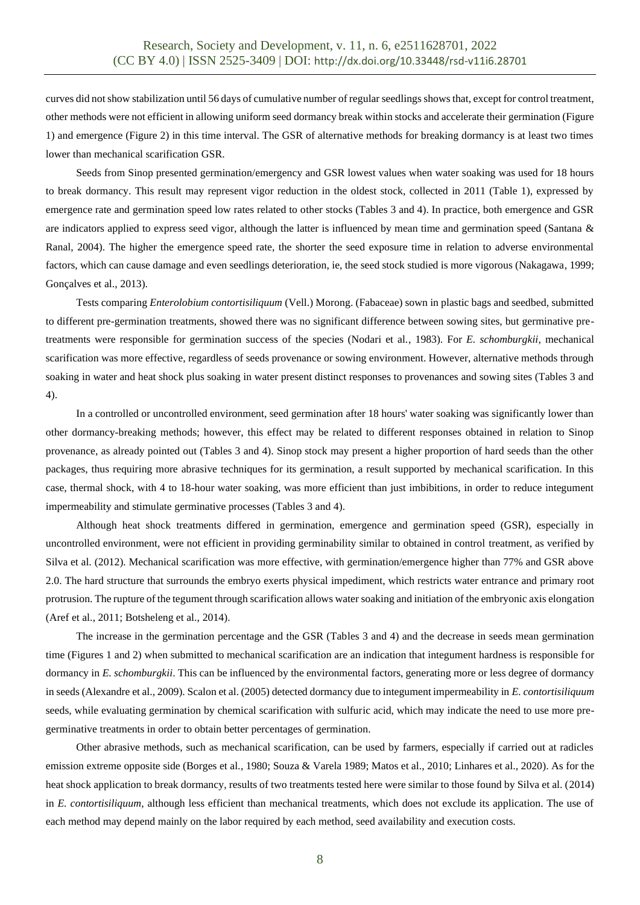curves did not show stabilization until 56 days of cumulative number of regular seedlings shows that, except for control treatment, other methods were not efficient in allowing uniform seed dormancy break within stocks and accelerate their germination (Figure 1) and emergence (Figure 2) in this time interval. The GSR of alternative methods for breaking dormancy is at least two times lower than mechanical scarification GSR.

Seeds from Sinop presented germination/emergency and GSR lowest values when water soaking was used for 18 hours to break dormancy. This result may represent vigor reduction in the oldest stock, collected in 2011 (Table 1), expressed by emergence rate and germination speed low rates related to other stocks (Tables 3 and 4). In practice, both emergence and GSR are indicators applied to express seed vigor, although the latter is influenced by mean time and germination speed (Santana & Ranal, 2004). The higher the emergence speed rate, the shorter the seed exposure time in relation to adverse environmental factors, which can cause damage and even seedlings deterioration, ie, the seed stock studied is more vigorous (Nakagawa, 1999; Gonçalves et al., 2013).

Tests comparing *Enterolobium contortisiliquum* (Vell.) Morong. (Fabaceae) sown in plastic bags and seedbed, submitted to different pre-germination treatments, showed there was no significant difference between sowing sites, but germinative pre-treatments were responsible for germination success of the species (Nodari et al., 1983). For *E. schomburgkii*, mechanical scarification was more effective, regardless of seeds provenance or sowing environment. However, alternative methods through soaking in water and heat shock plus soaking in water present distinct responses to provenances and sowing sites (Tables 3 and 4).

In a controlled or uncontrolled environment, seed germination after 18 hours' water soaking was significantly lower than other dormancy-breaking methods; however, this effect may be related to different responses obtained in relation to Sinop provenance, as already pointed out (Tables 3 and 4). Sinop stock may present a higher proportion of hard seeds than the other packages, thus requiring more abrasive techniques for its germination, a result supported by mechanical scarification. In this case, thermal shock, with 4 to 18-hour water soaking, was more efficient than just imbibitions, in order to reduce integument impermeability and stimulate germinative processes (Tables 3 and 4).

Although heat shock treatments differed in germination, emergence and germination speed (GSR), especially in uncontrolled environment, were not efficient in providing germinability similar to obtained in control treatment, as verified by Silva et al. (2012). Mechanical scarification was more effective, with germination/emergence higher than 77% and GSR above 2.0. The hard structure that surrounds the embryo exerts physical impediment, which restricts water entrance and primary root protrusion. The rupture of the tegument through scarification allows water soaking and initiation of the embryonic axis elongation (Aref et al., 2011; Botsheleng et al., 2014).

The increase in the germination percentage and the GSR (Tables 3 and 4) and the decrease in seeds mean germination time (Figures 1 and 2) when submitted to mechanical scarification are an indication that integument hardness is responsible for dormancy in *E. schomburgkii*. This can be influenced by the environmental factors, generating more or less degree of dormancy in seeds (Alexandre et al., 2009). Scalon et al. (2005) detected dormancy due to integument impermeability in *E. contortisiliquum* seeds, while evaluating germination by chemical scarification with sulfuric acid, which may indicate the need to use more pre-germinative treatments in order to obtain better percentages of germination.

Other abrasive methods, such as mechanical scarification, can be used by farmers, especially if carried out at radicles emission extreme opposite side (Borges et al., 1980; Souza & Varela 1989; Matos et al., 2010; Linhares et al., 2020). As for the heat shock application to break dormancy, results of two treatments tested here were similar to those found by Silva et al. (2014) in *E. contortisiliquum*, although less efficient than mechanical treatments, which does not exclude its application. The use of each method may depend mainly on the labor required by each method, seed availability and execution costs.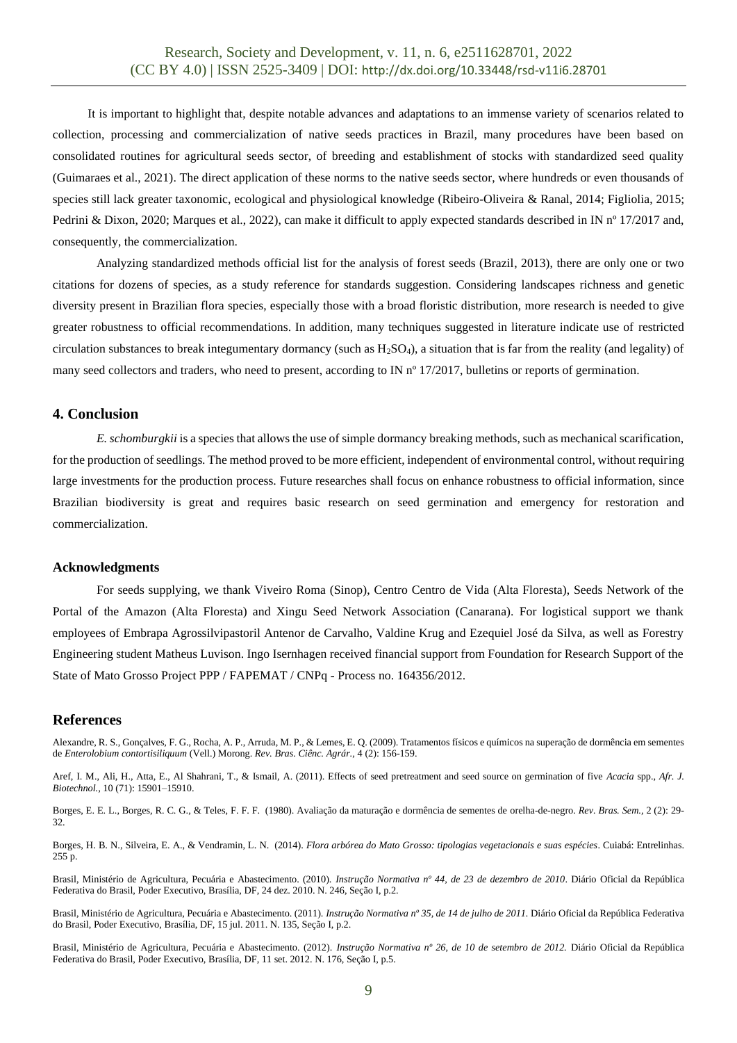It is important to highlight that, despite notable advances and adaptations to an immense variety of scenarios related to collection, processing and commercialization of native seeds practices in Brazil, many procedures have been based on consolidated routines for agricultural seeds sector, of breeding and establishment of stocks with standardized seed quality (Guimaraes et al., 2021). The direct application of these norms to the native seeds sector, where hundreds or even thousands of species still lack greater taxonomic, ecological and physiological knowledge (Ribeiro-Oliveira & Ranal, 2014; Figliolia, 2015; Pedrini & Dixon, 2020; Marques et al., 2022), can make it difficult to apply expected standards described in IN nº 17/2017 and, consequently, the commercialization.

Analyzing standardized methods official list for the analysis of forest seeds (Brazil, 2013), there are only one or two citations for dozens of species, as a study reference for standards suggestion. Considering landscapes richness and genetic diversity present in Brazilian flora species, especially those with a broad floristic distribution, more research is needed to give greater robustness to official recommendations. In addition, many techniques suggested in literature indicate use of restricted circulation substances to break integumentary dormancy (such as $H_2SO_4$), a situation that is far from the reality (and legality) of many seed collectors and traders, who need to present, according to IN nº 17/2017, bulletins or reports of germination.

## 4. Conclusion

*E. schomburgkii* is a species that allows the use of simple dormancy breaking methods, such as mechanical scarification, for the production of seedlings. The method proved to be more efficient, independent of environmental control, without requiring large investments for the production process. Future researches shall focus on enhance robustness to official information, since Brazilian biodiversity is great and requires basic research on seed germination and emergency for restoration and commercialization.

### Acknowledgments

For seeds supplying, we thank Viveiro Roma (Sinop), Centro Centro de Vida (Alta Floresta), Seeds Network of the Portal of the Amazon (Alta Floresta) and Xingu Seed Network Association (Canarana). For logistical support we thank employees of Embrapa Agrossilvipastoril Antenor de Carvalho, Valdine Krug and Ezequiel José da Silva, as well as Forestry Engineering student Matheus Luvison. Ingo Isernhagen received financial support from Foundation for Research Support of the State of Mato Grosso Project PPP / FAPEMAT / CNPq - Process no. 164356/2012.

## References

Alexandre, R. S., Gonçalves, F. G., Rocha, A. P., Arruda, M. P., & Lemes, E. Q. (2009). Tratamentos físicos e químicos na superação de dormência em sementes de *Enterolobium contortisiliquum* (Vell.) Morong. *Rev. Bras. Ciênc. Agrár.*, 4 (2): 156-159.

Aref, I. M., Ali, H., Atta, E., Al Shahrani, T., & Ismail, A. (2011). Effects of seed pretreatment and seed source on germination of five *Acacia* spp., *Afr. J. Biotechnol.*, 10 (71): 15901–15910.

Borges, E. E. L., Borges, R. C. G., & Teles, F. F. F. (1980). Avaliação da maturação e dormência de sementes de orelha-de-negro. *Rev. Bras. Sem.*, 2 (2): 29-32.

Borges, H. B. N., Silveira, E. A., & Vendramin, L. N. (2014). *Flora arbórea do Mato Grosso: tipologias vegetacionais e suas espécies*. Cuiabá: Entrelinhas. 255 p.

Brasil, Ministério de Agricultura, Pecuária e Abastecimento. (2010). *Instrução Normativa nº 44, de 23 de dezembro de 2010*. Diário Oficial da República Federativa do Brasil, Poder Executivo, Brasília, DF, 24 dez. 2010. N. 246, Seção I, p.2.

Brasil, Ministério de Agricultura, Pecuária e Abastecimento. (2011). *Instrução Normativa nº 35, de 14 de julho de 2011.* Diário Oficial da República Federativa do Brasil, Poder Executivo, Brasília, DF, 15 jul. 2011. N. 135, Seção I, p.2.

Brasil, Ministério de Agricultura, Pecuária e Abastecimento. (2012). *Instrução Normativa nº 26, de 10 de setembro de 2012.* Diário Oficial da República Federativa do Brasil, Poder Executivo, Brasília, DF, 11 set. 2012. N. 176, Seção I, p.5.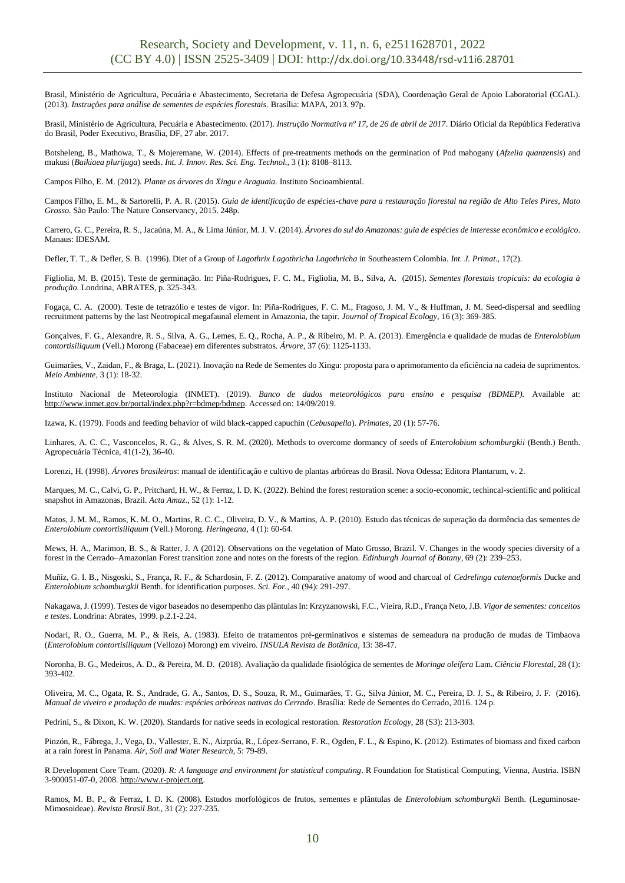Brasil, Ministério de Agricultura, Pecuária e Abastecimento, Secretaria de Defesa Agropecuária (SDA), Coordenação Geral de Apoio Laboratoria1 (CGAL). (2013). *Instruções para análise de sementes de espécies florestais.* Brasília: MAPA, 2013. 97p.

Brasil, Ministério de Agricultura, Pecuária e Abastecimento. (2017). *Instrução Normativa nº 17, de 26 de abril de 2017*. Diário Oficial da República Federativa do Brasil, Poder Executivo, Brasília, DF, 27 abr. 2017.

Botsheleng, B., Mathowa, T., & Mojeremane, W. (2014). Effects of pre-treatments methods on the germination of Pod mahogany (*Afzelia quanzensis*) and mukusi (*Baikiaea plurijuga*) seeds. *Int. J. Innov. Res. Sci. Eng. Technol.*, 3 (1): 8108–8113.

Campos Filho, E. M. (2012). *Plante as árvores do Xingu e Araguaia.* Instituto Socioambiental.

Campos Filho, E. M., & Sartorelli, P. A. R. (2015). *Guia de identificação de espécies-chave para a restauração florestal na região de Alto Teles Pires, Mato Grosso.* São Paulo: The Nature Conservancy, 2015. 248p.

Carrero, G. C., Pereira, R. S., Jacaúna, M. A., & Lima Júnior, M. J. V. (2014). *Árvores do sul do Amazonas: guia de espécies de interesse econômico e ecológico*. Manaus: IDESAM.

Defler, T. T., & Defler, S. B. (1996). Diet of a Group of *Lagothrix Lagothricha Lagothricha* in Southeastern Colombia. *Int. J. Primat.*, 17(2).

Figliolia, M. B. (2015). Teste de germinação. In: Piña-Rodrigues, F. C. M., Figliolia, M. B., Silva, A. (2015). *Sementes florestais tropicais: da ecologia à produção*. Londrina, ABRATES, p. 325-343.

Fogaça, C. A. (2000). Teste de tetrazólio e testes de vigor. In: Piña-Rodrigues, F. C. M., Fragoso, J. M. V., & Huffman, J. M. Seed-dispersal and seedling recruitment patterns by the last Neotropical megafaunal element in Amazonia, the tapir. *Journal of Tropical Ecology*, 16 (3): 369-385.

Gonçalves, F. G., Alexandre, R. S., Silva, A. G., Lemes, E. Q., Rocha, A. P., & Ribeiro, M. P. A. (2013). Emergência e qualidade de mudas de *Enterolobium contortisiliquum* (Vell.) Morong (Fabaceae) em diferentes substratos. *Árvore*, 37 (6): 1125-1133.

Guimarães, V., Zaidan, F., & Braga, L. (2021). Inovação na Rede de Sementes do Xingu: proposta para o aprimoramento da eficiência na cadeia de suprimentos. *Meio Ambiente*, 3 (1): 18-32.

Instituto Nacional de Meteorologia (INMET). (2019). *Banco de dados meteorológicos para ensino e pesquisa (BDMEP).* Available at: http://www.inmet.gov.br/portal/index.php?r=bdmep/bdmep. Accessed on: 14/09/2019.

Izawa, K. (1979). Foods and feeding behavior of wild black-capped capuchin (*Cebusapella*). *Primates*, 20 (1): 57-76.

Linhares, A. C. C., Vasconcelos, R. G., & Alves, S. R. M. (2020). Methods to overcome dormancy of seeds of *Enterolobium schomburgkii* (Benth.) Benth. Agropecuária Técnica, 41(1-2), 36-40.

Lorenzi, H. (1998). *Árvores brasileiras*: manual de identificação e cultivo de plantas arbóreas do Brasil. Nova Odessa: Editora Plantarum, v. 2.

Marques, M. C., Calvi, G. P., Pritchard, H. W., & Ferraz, I. D. K. (2022). Behind the forest restoration scene: a socio-economic, techincal-scientific and political snapshot in Amazonas, Brazil. *Acta Amaz.*, 52 (1): 1-12.

Matos, J. M. M., Ramos, K. M. O., Martins, R. C. C., Oliveira, D. V., & Martins, A. P. (2010). Estudo das técnicas de superação da dormência das sementes de *Enterolobium contortisiliquum* (Vell.) Morong. *Heringeana*, 4 (1): 60-64.

Mews, H. A., Marimon, B. S., & Ratter, J. A (2012). Observations on the vegetation of Mato Grosso, Brazil. V. Changes in the woody species diversity of a forest in the Cerrado–Amazonian Forest transition zone and notes on the forests of the region. *Edinburgh Journal of Botany*, 69 (2): 239–253.

Muñiz, G. I. B., Nisgoski, S., França, R. F., & Schardosin, F. Z. (2012). Comparative anatomy of wood and charcoal of *Cedrelinga catenaeformis* Ducke and *Enterolobium schomburgkii* Benth. for identification purposes. *Sci. For.*, 40 (94): 291-297.

Nakagawa, J. (1999). Testes de vigor baseados no desempenho das plântulas In: Krzyzanowski, F.C., Vieira, R.D., França Neto, J.B. *Vigor de sementes: conceitos e testes*. Londrina: Abrates, 1999. p.2.1-2.24.

Nodari, R. O., Guerra, M. P., & Reis, A. (1983). Efeito de tratamentos pré-germinativos e sistemas de semeadura na produção de mudas de Timbaova (*Enterolobium contortisiliquum* (Vellozo) Morong) em viveiro. *INSULA Revista de Botânica*, 13: 38-47.

Noronha, B. G., Medeiros, A. D., & Pereira, M. D. (2018). Avaliação da qualidade fisiológica de sementes de *Moringa oleífera* Lam. *Ciência Florestal*, 28 (1): 393-402.

Oliveira, M. C., Ogata, R. S., Andrade, G. A., Santos, D. S., Souza, R. M., Guimarães, T. G., Silva Júnior, M. C., Pereira, D. J. S., & Ribeiro, J. F. (2016). *Manual de viveiro e produção de mudas: espécies arbóreas nativas do Cerrado*. Brasília: Rede de Sementes do Cerrado, 2016. 124 p.

Pedrini, S., & Dixon, K. W. (2020). Standards for native seeds in ecological restoration. *Restoration Ecology*, 28 (S3): 213-303.

Pinzón, R., Fábrega, J., Vega, D., Vallester, E. N., Aizprúa, R., López-Serrano, F. R., Ogden, F. L., & Espino, K. (2012). Estimates of biomass and fixed carbon at a rain forest in Panama. *Air, Soil and Water Research*, 5: 79-89.

R Development Core Team. (2020). *R: A language and environment for statistical computing*. R Foundation for Statistical Computing, Vienna, Austria. ISBN 3-900051-07-0, 2008. http://www.r-project.org.

Ramos, M. B. P., & Ferraz, I. D. K. (2008). Estudos morfológicos de frutos, sementes e plântulas de *Enterolobium schomburgkii* Benth. (Leguminosae-Mimosoideae). *Revista Brasil Bot.*, 31 (2): 227-235.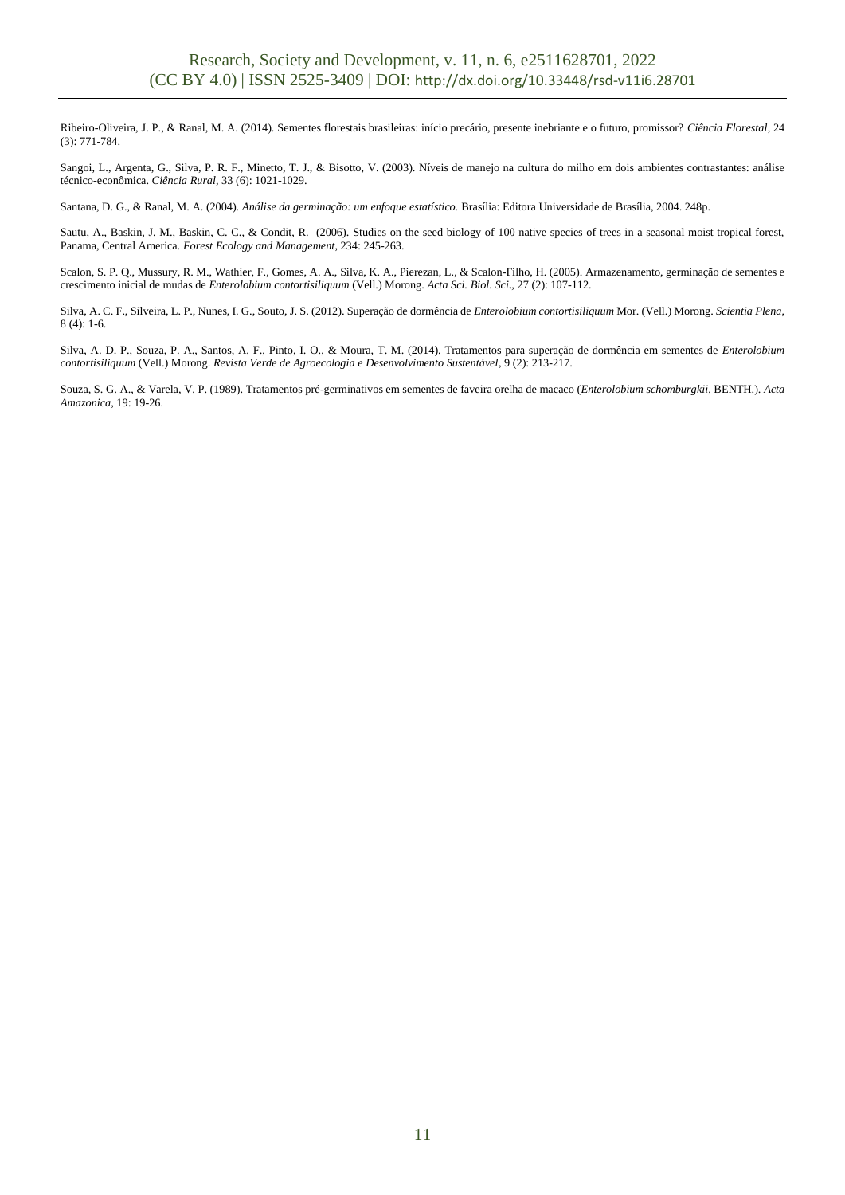Ribeiro-Oliveira, J. P., & Ranal, M. A. (2014). Sementes florestais brasileiras: início precário, presente inebriante e o futuro, promissor? *Ciência Florestal*, 24 (3): 771-784.

Sangoi, L., Argenta, G., Silva, P. R. F., Minetto, T. J., & Bisotto, V. (2003). Níveis de manejo na cultura do milho em dois ambientes contrastantes: análise técnico-econômica. *Ciência Rural*, 33 (6): 1021-1029.

Santana, D. G., & Ranal, M. A. (2004). *Análise da germinação: um enfoque estatístico.* Brasília: Editora Universidade de Brasília, 2004. 248p.

Sautu, A., Baskin, J. M., Baskin, C. C., & Condit, R. (2006). Studies on the seed biology of 100 native species of trees in a seasonal moist tropical forest, Panama, Central America. *Forest Ecology and Management*, 234: 245-263.

Scalon, S. P. Q., Mussury, R. M., Wathier, F., Gomes, A. A., Silva, K. A., Pierezan, L., & Scalon-Filho, H. (2005). Armazenamento, germinação de sementes e crescimento inicial de mudas de *Enterolobium contortisiliquum* (Vell.) Morong. *Acta Sci. Biol. Sci.*, 27 (2): 107-112.

Silva, A. C. F., Silveira, L. P., Nunes, I. G., Souto, J. S. (2012). Superação de dormência de *Enterolobium contortisiliquum* Mor. (Vell.) Morong. *Scientia Plena*, 8 (4): 1-6.

Silva, A. D. P., Souza, P. A., Santos, A. F., Pinto, I. O., & Moura, T. M. (2014). Tratamentos para superação de dormência em sementes de *Enterolobium contortisiliquum* (Vell.) Morong. *Revista Verde de Agroecologia e Desenvolvimento Sustentável*, 9 (2): 213-217.

Souza, S. G. A., & Varela, V. P. (1989). Tratamentos pré-germinativos em sementes de faveira orelha de macaco (*Enterolobium schomburgkii*, BENTH.). *Acta Amazonica*, 19: 19-26.